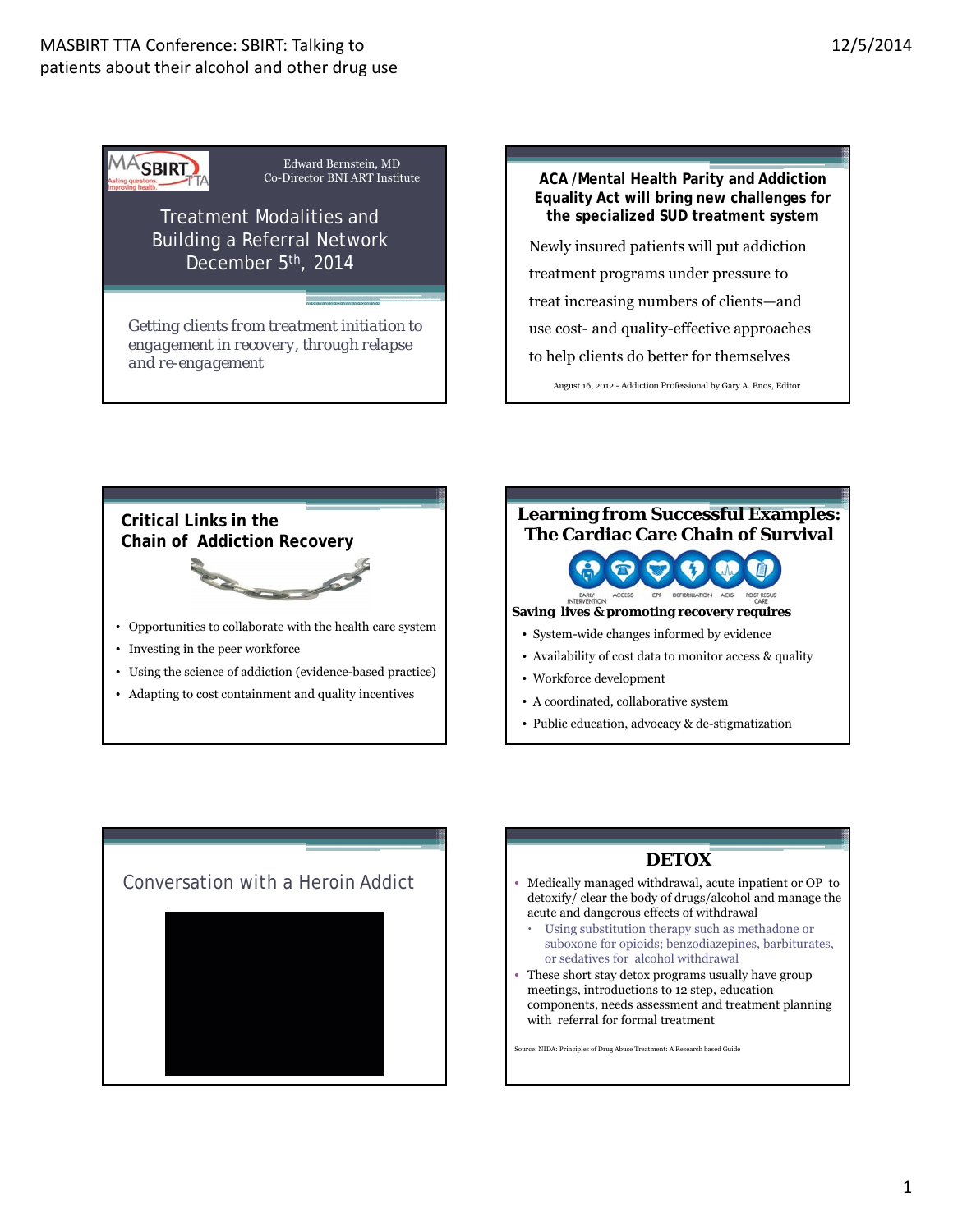## Treatment Modalities and Building a Referral Network

Edward Bernstein, MD
Co-Director BNI ART Institute

December 5th, 2014

*Getting clients from treatment initiation to engagement in recovery, through relapse and re-engagement*

## ACA /Mental Health Parity and Addiction Equality Act will bring new challenges for the specialized SUD treatment system

Newly insured patients will put addiction treatment programs under pressure to treat increasing numbers of clients—and use cost- and quality-effective approaches to help clients do better for themselves

August 16, 2012 - Addiction Professional by Gary A. Enos, Editor

## Critical Links in the Chain of Addiction Recovery

- Opportunities to collaborate with the health care system
- Investing in the peer workforce
- Using the science of addiction (evidence-based practice)
- Adapting to cost containment and quality incentives

## Learning from Successful Examples: The Cardiac Care Chain of Survival

EARLY INTERVENTION | ACCESS | CPR | DEFIBRILLATION | ACLS | POST RESUS CARE

**Saving lives & promoting recovery requires**

- System-wide changes informed by evidence
- Availability of cost data to monitor access & quality
- Workforce development
- A coordinated, collaborative system
- Public education, advocacy & de-stigmatization

## Conversation with a Heroin Addict

## DETOX

- Medically managed withdrawal, acute inpatient or OP to detoxify/ clear the body of drugs/alcohol and manage the acute and dangerous effects of withdrawal
  - Using substitution therapy such as methadone or suboxone for opioids; benzodiazepines, barbiturates, or sedatives for alcohol withdrawal
- These short stay detox programs usually have group meetings, introductions to 12 step, education components, needs assessment and treatment planning with referral for formal treatment

Source: NIDA: Principles of Drug Abuse Treatment: A Research based Guide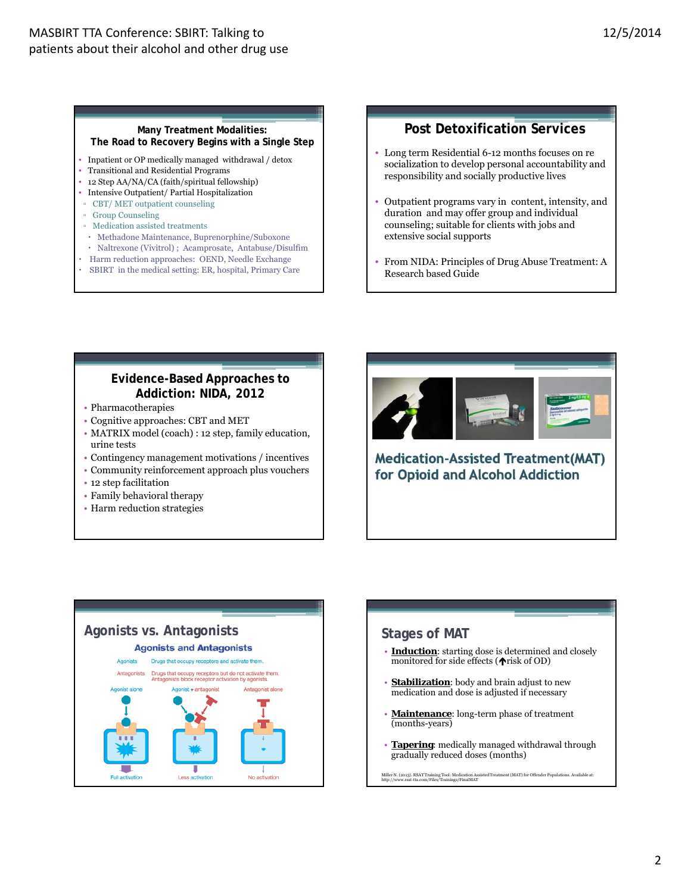## Many Treatment Modalities: The Road to Recovery Begins with a Single Step

- Inpatient or OP medically managed withdrawal / detox
- Transitional and Residential Programs
- 12 Step AA/NA/CA (faith/spiritual fellowship)
- Intensive Outpatient/ Partial Hospitalization
  - CBT/ MET outpatient counseling
  - Group Counseling
  - Medication assisted treatments
    - Methadone Maintenance, Buprenorphine/Suboxone
    - Naltrexone (Vivitrol) ; Acamprosate, Antabuse/Disulfim
- Harm reduction approaches: OEND, Needle Exchange
- SBIRT in the medical setting: ER, hospital, Primary Care

## Post Detoxification Services

- Long term Residential 6-12 months focuses on re socialization to develop personal accountability and responsibility and socially productive lives
- Outpatient programs vary in content, intensity, and duration and may offer group and individual counseling; suitable for clients with jobs and extensive social supports
- From NIDA: Principles of Drug Abuse Treatment: A Research based Guide

## Evidence-Based Approaches to Addiction: NIDA, 2012

- Pharmacotherapies
- Cognitive approaches: CBT and MET
- MATRIX model (coach) : 12 step, family education, urine tests
- Contingency management motivations / incentives
- Community reinforcement approach plus vouchers
- 12 step facilitation
- Family behavioral therapy
- Harm reduction strategies

## Medication-Assisted Treatment(MAT) for Opioid and Alcohol Addiction

## Agonists vs. Antagonists

**Agonists and Antagonists**

Agonists — Drugs that occupy receptors and activate them.

Antagonists — Drugs that occupy receptors but do not activate them. Antagonists block receptor activation by agonists.

| Agonist alone | Agonist + antagonist | Antagonist alone |
|---|---|---|
| Full activation | Less activation | No activation |

## Stages of MAT

- **Induction**: starting dose is determined and closely monitored for side effects (↑risk of OD)
- **Stabilization**: body and brain adjust to new medication and dose is adjusted if necessary
- **Maintenance**: long-term phase of treatment (months-years)
- **Tapering**: medically managed withdrawal through gradually reduced doses (months)

Miller N. (2013). RSAT Training Tool: Medication Assisted Treatment (MAT) for Offender Populations. Available at: http://www.rsat-tta.com/Files/Trainings/FinalMAT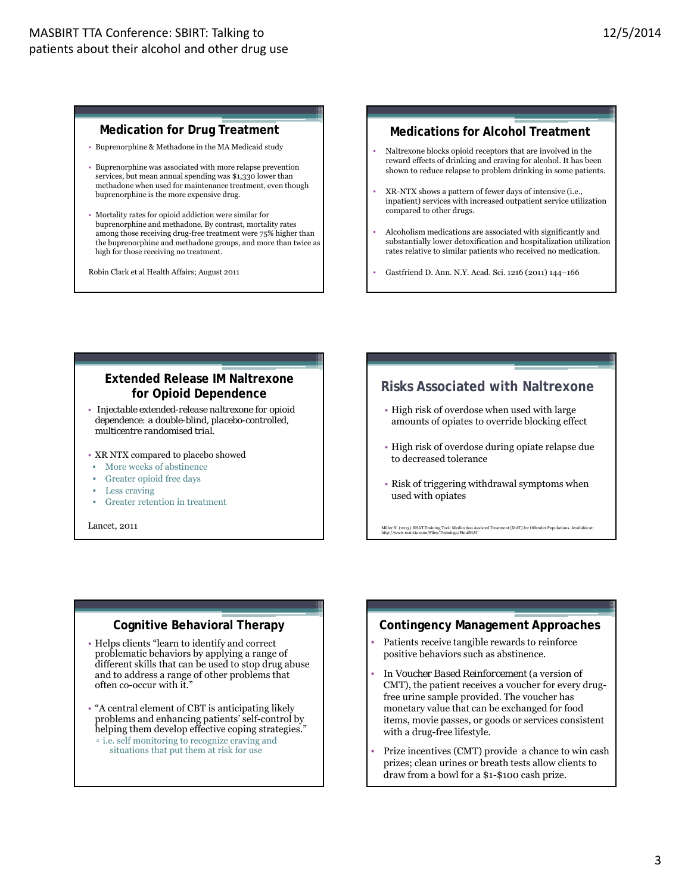## Medication for Drug Treatment

- Buprenorphine & Methadone in the MA Medicaid study
- Buprenorphine was associated with more relapse prevention services, but mean annual spending was $1,330 lower than methadone when used for maintenance treatment, even though buprenorphine is the more expensive drug.
- Mortality rates for opioid addiction were similar for buprenorphine and methadone. By contrast, mortality rates among those receiving drug-free treatment were 75% higher than the buprenorphine and methadone groups, and more than twice as high for those receiving no treatment.

Robin Clark et al Health Affairs; August 2011

## Medications for Alcohol Treatment

- Naltrexone blocks opioid receptors that are involved in the reward effects of drinking and craving for alcohol. It has been shown to reduce relapse to problem drinking in some patients.
- XR-NTX shows a pattern of fewer days of intensive (i.e., inpatient) services with increased outpatient service utilization compared to other drugs.
- Alcoholism medications are associated with significantly and substantially lower detoxification and hospitalization utilization rates relative to similar patients who received no medication.
- Gastfriend D. Ann. N.Y. Acad. Sci. 1216 (2011) 144–166

## Extended Release IM Naltrexone for Opioid Dependence

- *Injectable extended-release naltrexone for opioid dependence: a double-blind, placebo-controlled, multicentre randomised trial.*
- XR NTX compared to placebo showed
  - More weeks of abstinence
  - Greater opioid free days
  - Less craving
  - Greater retention in treatment

Lancet, 2011

## Risks Associated with Naltrexone

- High risk of overdose when used with large amounts of opiates to override blocking effect
- High risk of overdose during opiate relapse due to decreased tolerance
- Risk of triggering withdrawal symptoms when used with opiates

Miller N. (2013). RSAT Training Tool: Medication Assisted Treatment (MAT) for Offender Populations. Available at: http://www.rsat-tta.com/Files/Trainings/FinalMAT

## Cognitive Behavioral Therapy

- Helps clients "learn to identify and correct problematic behaviors by applying a range of different skills that can be used to stop drug abuse and to address a range of other problems that often co-occur with it."
- "A central element of CBT is anticipating likely problems and enhancing patients' self-control by helping them develop effective coping strategies."
  - i.e. self monitoring to recognize craving and situations that put them at risk for use

## Contingency Management Approaches

- Patients receive tangible rewards to reinforce positive behaviors such as abstinence.
- In *Voucher Based Reinforcement* (a version of CMT), the patient receives a voucher for every drug-free urine sample provided. The voucher has monetary value that can be exchanged for food items, movie passes, or goods or services consistent with a drug-free lifestyle.
- Prize incentives (CMT) provide a chance to win cash prizes; clean urines or breath tests allow clients to draw from a bowl for a $1-$100 cash prize.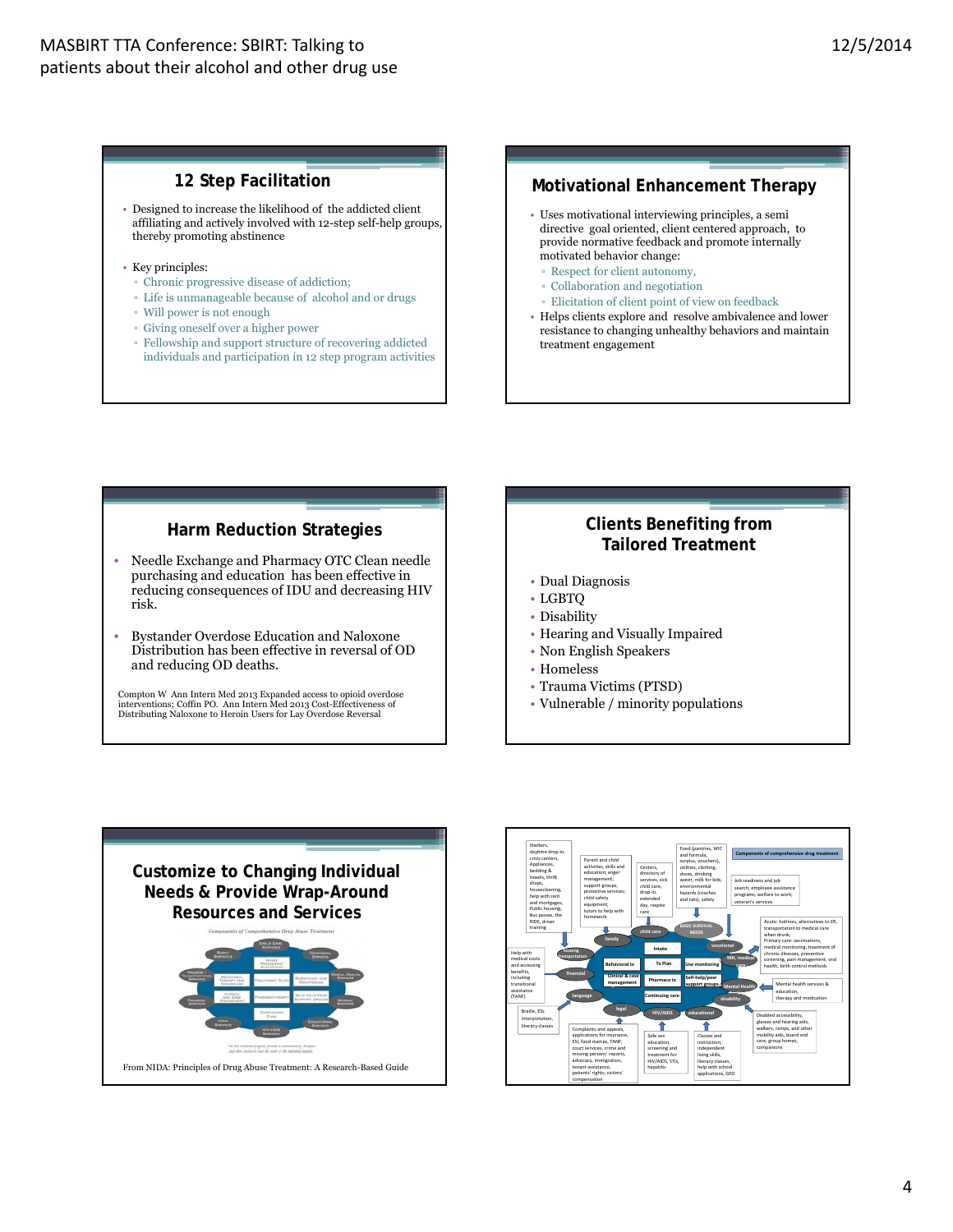## 12 Step Facilitation

- Designed to increase the likelihood of the addicted client affiliating and actively involved with 12-step self-help groups, thereby promoting abstinence
- Key principles:
  - Chronic progressive disease of addiction;
  - Life is unmanageable because of alcohol and or drugs
  - Will power is not enough
  - Giving oneself over a higher power
  - Fellowship and support structure of recovering addicted individuals and participation in 12 step program activities

## Motivational Enhancement Therapy

- Uses motivational interviewing principles, a semi directive goal oriented, client centered approach, to provide normative feedback and promote internally motivated behavior change:
  - Respect for client autonomy,
  - Collaboration and negotiation
  - Elicitation of client point of view on feedback
- Helps clients explore and resolve ambivalence and lower resistance to changing unhealthy behaviors and maintain treatment engagement

## Harm Reduction Strategies

- Needle Exchange and Pharmacy OTC Clean needle purchasing and education has been effective in reducing consequences of IDU and decreasing HIV risk.
- Bystander Overdose Education and Naloxone Distribution has been effective in reversal of OD and reducing OD deaths.

Compton W Ann Intern Med 2013 Expanded access to opioid overdose interventions; Coffin PO. Ann Intern Med 2013 Cost-Effectiveness of Distributing Naloxone to Heroin Users for Lay Overdose Reversal

## Clients Benefiting from Tailored Treatment

- Dual Diagnosis
- LGBTQ
- Disability
- Hearing and Visually Impaired
- Non English Speakers
- Homeless
- Trauma Victims (PTSD)
- Vulnerable / minority populations

## Customize to Changing Individual Needs & Provide Wrap-Around Resources and Services

Components of Comprehensive Drug Abuse Treatment

From NIDA: Principles of Drug Abuse Treatment: A Research-Based Guide

Components of comprehensive drug treatment

Shelters, daytime drop-in, crisis centers, Appliances, bedding & towels, thrift shops, housecleaning, help with rent and mortgages, Public housing, Bus passes, the RIDE, driver training

Parent and child activities, skills and education; anger management; support groups; protective services; child safety equipment; tutors to help with homework

Centers, directory of services, sick child care, drop-in, extended day, respite care

Food (pantries, WIC and formula, surplus, vouchers), utilities, clothing, shoes, drinking water, milk for kids, environmental hazards (roaches and rats), safety

Job readiness and job search; employee assistance programs, welfare to work; veteran's services

Acute: hotlines, alternatives to ER, transportation to medical care when drunk, Primary care: vaccinations, medical monitoring, treatment of chronic illnesses, preventive screening, pain management, oral health, birth control methods

Help with medical costs and accessing benefits, including transitional assistance (TANF)

Mental health services & education, therapy and medication

Braille, ESL interpretation, literacy classes

Disabled accessibility, glasses and hearing aids, walkers, ramps, and other mobility aids, board and care, group homes, companions

Complaints and appeals, applications for insurance, SSI, food stamps, TANF, court services, crime and missing persons' reports, advocacy, immigration, tenant assistance, patients' rights; victims' compensation

Safe sex education, screening and treatment for HIV/AIDS, STIs, hepatitis

Classes and instruction, independent living skills, literacy classes, help with school applications, GED

family, child care, BASIC SURVIVAL NEEDS, vocational, MH, medical care, housing transportation, financial, language, legal, HIV/AIDS, educational, disability, Mental Health

Intake, Behavioral tx, Tx Plan, Use monitoring, Clinical & case management, Pharmaco tx, Self-help/peer support groups, Continuing care